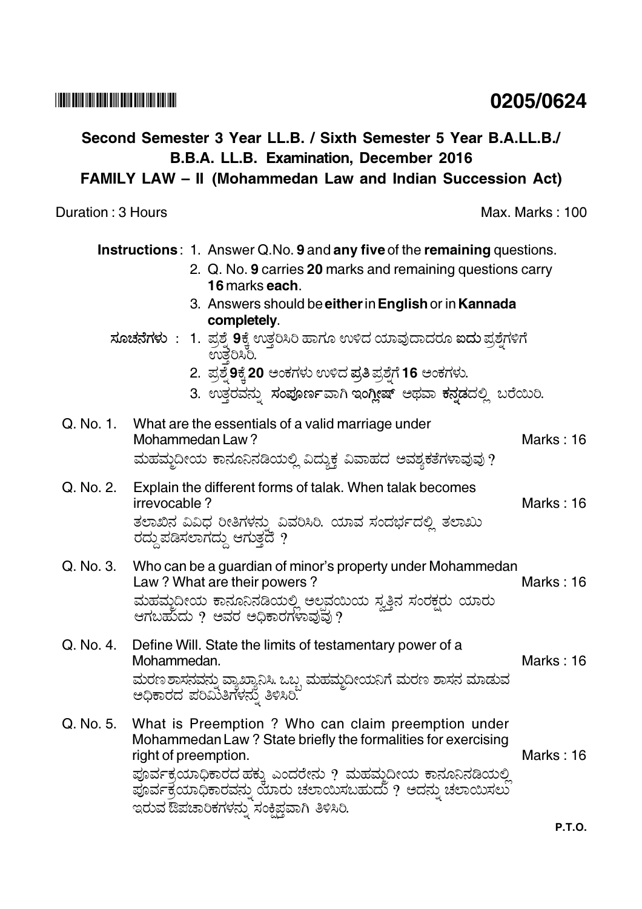**0205/0624**

## Second Semester 3 Year LL.B. / Sixth Semester 5 Year B.A.LL.B./ B.B.A. LL.B. Examination, December 2016

## FAMILY LAW – II (Mohammedan Law and Indian Succession Act)

Duration : 3 Hours Max. Marks : 100

**Instructions**: 1. Answer Q.No. **9** and **any five** of the **remaining** questions.

2. Q. No. **9** carries **20** marks and remaining questions carry **16** marks **each**.

3. Answers should be **either** in **English** or in **Kannada completely**.

**ಸೂಚನೆಗಳು** : 1. ಪ್ರಶ್ನೆ **9**ಕ್ಕೆ ಉತ್ತರಿಸಿರಿ ಹಾಗೂ ಉಳಿದ ಯಾವುದಾದರೂ **ಐದು** ಪ್ರಶ್ನೆಗಳಿಗೆ ಉತ್ತರಿಸಿರಿ.

2. ಪ್ರಶ್ನೆ **9**ಕ್ಕೆ **20** ಅಂಕಗಳು ಉಳಿದ ಪ್ರತಿ ಪ್ರಶ್ನೆಗೆ **16** ಅಂಕಗಳು.

3. ಉತ್ತರವನ್ನು **ಸಂಪೂರ್ಣವಾಗಿ ಇಂಗ್ಲೀಷ್** ಅಥವಾ **ಕನ್ನಡದಲ್ಲಿ** ಬರೆಯಿರಿ.

Q. No. 1. What are the essentials of a valid marriage under Mohammedan Law ? Marks : 16

ಮಹಮ್ಮದೀಯ ಕಾನೂನಿನಡಿಯಲ್ಲಿ ವಿದ್ಯುಕ್ತ ವಿವಾಹದ ಆವಶ್ಯಕತೆಗಳಾವುವು ?

Q. No. 2. Explain the different forms of talak. When talak becomes irrevocable ? Marks : 16

ತಲಾಖಿನ ವಿವಿಧ ರೀತಿಗಳನ್ನು ವಿವರಿಸಿರಿ. ಯಾವ ಸಂದರ್ಭದಲ್ಲಿ ತಲಾಖು ರದ್ದು ಪಡಿಸಲಾಗದ್ದು ಆಗುತ್ತದೆ ?

Q. No. 3. Who can be a guardian of minor's property under Mohammedan Law ? What are their powers ? Marks : 16

ಮಹಮ್ಮದೀಯ ಕಾನೂನಿನಡಿಯಲ್ಲಿ ಅಲ್ಪವಯಿಯ ಸ್ವತ್ತಿನ ಸಂರಕ್ಷರು ಯಾರು ಆಗಬಹುದು ? ಅವರ ಅಧಿಕಾರಗಳಾವುವು ?

Q. No. 4. Define Will. State the limits of testamentary power of a Mohammedan. Marks : 16

ಮರಣ ಶಾಸನವನ್ನು ವ್ಯಾಖ್ಯಾನಿಸಿ. ಒಬ್ಬ ಮಹಮ್ಮದೀಯನಿಗೆ ಮರಣ ಶಾಸನ ಮಾಡುವ ಅಧಿಕಾರದ ಪರಿಮಿತಿಗಳನ್ನು ತಿಳಿಸಿರಿ.

Q. No. 5. What is Preemption ? Who can claim preemption under Mohammedan Law ? State briefly the formalities for exercising right of preemption. Marks : 16

ಪೂರ್ವಕ್ರಯಾಧಿಕಾರದ ಹಕ್ಕು ಎಂದರೇನು ? ಮಹಮ್ಮದೀಯ ಕಾನೂನಿನಡಿಯಲ್ಲಿ ಪೂರ್ವಕ್ರಯಾಧಿಕಾರವನ್ನು ಯಾರು ಚಲಾಯಿಸಬಹುದು ? ಅದನ್ನು ಚಲಾಯಿಸಲು ಇರುವ ಔಪಚಾರಿಕಗಳನ್ನು ಸಂಕ್ಷಿಪ್ತವಾಗಿ ತಿಳಿಸಿರಿ.

P.T.O.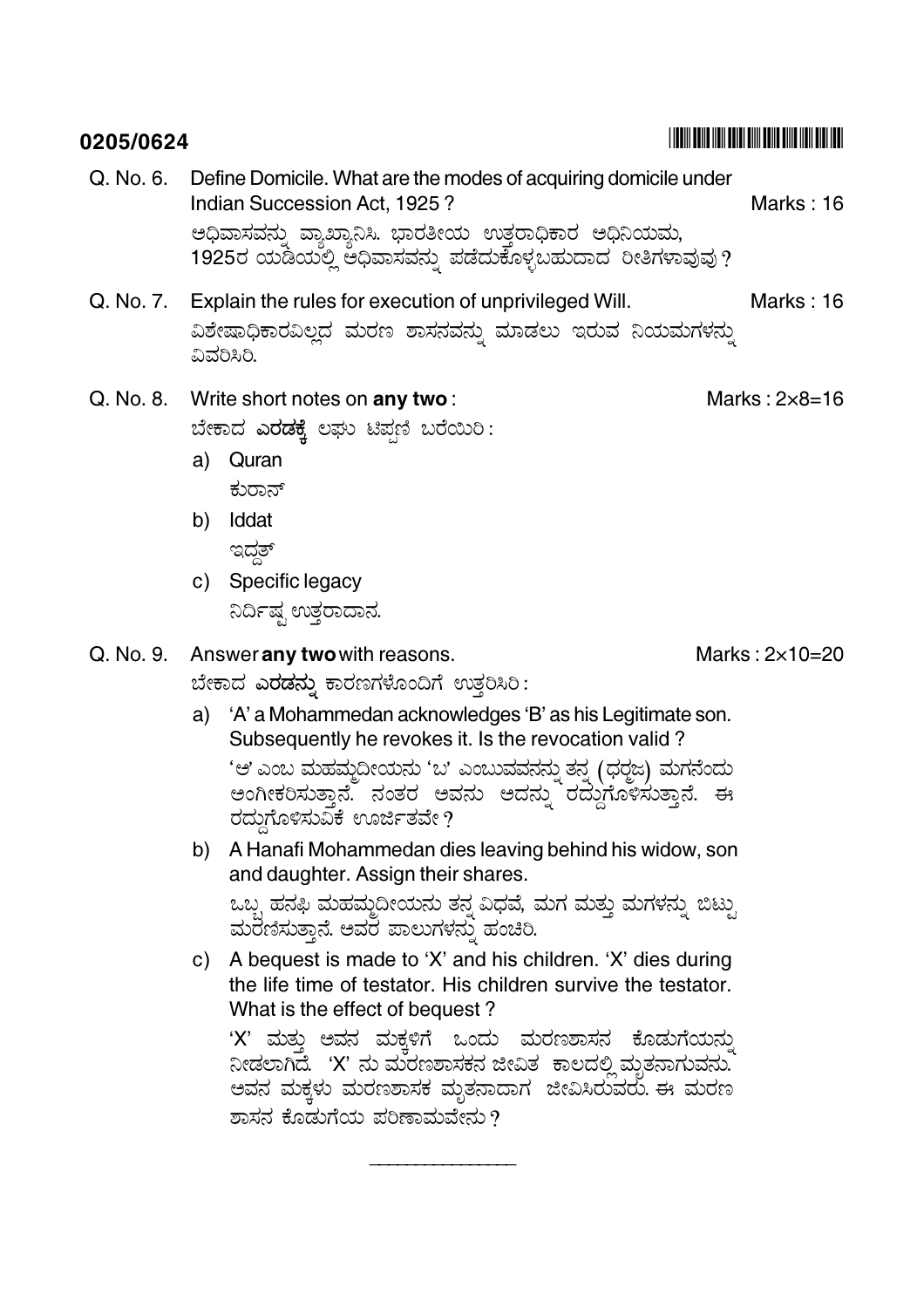0205/0624

Q. No. 6. Define Domicile. What are the modes of acquiring domicile under Indian Succession Act, 1925 ? Marks : 16

ಅಧಿವಾಸವನ್ನು ವ್ಯಾಖ್ಯಾನಿಸಿ. ಭಾರತೀಯ ಉತ್ತರಾಧಿಕಾರ ಅಧಿನಿಯಮ, 1925ರ ಯಡಿಯಲ್ಲಿ ಅಧಿವಾಸವನ್ನು ಪಡೆದುಕೊಳ್ಳಬಹುದಾದ ರೀತಿಗಳಾವುವು ?

Q. No. 7. Explain the rules for execution of unprivileged Will. Marks : 16

ವಿಶೇಷಾಧಿಕಾರವಿಲ್ಲದ ಮರಣ ಶಾಸನವನ್ನು ಮಾಡಲು ಇರುವ ನಿಯಮಗಳನ್ನು ವಿವರಿಸಿರಿ.

Q. No. 8. Write short notes on **any two** : Marks : 2×8=16

ಬೇಕಾದ **ಎರಡಕ್ಕೆ** ಲಘು ಟಿಪ್ಪಣಿ ಬರೆಯಿರಿ :

a) Quran

ಕುರಾನ್

b) Iddat

ಇದ್ದತ್

c) Specific legacy

ನಿರ್ದಿಷ್ಟ ಉತ್ತರಾದಾನ.

Q. No. 9. Answer **any two** with reasons. Marks : 2×10=20

ಬೇಕಾದ **ಎರಡನ್ನು** ಕಾರಣಗಳೊಂದಿಗೆ ಉತ್ತರಿಸಿರಿ :

a) 'A' a Mohammedan acknowledges 'B' as his Legitimate son. Subsequently he revokes it. Is the revocation valid ?

'ಅ' ಎಂಬ ಮಹಮ್ಮದೀಯನು 'ಬ' ಎಂಬುವವನನ್ನು ತನ್ನ (ಧರ್ಮಜ) ಮಗನೆಂದು ಅಂಗೀಕರಿಸುತ್ತಾನೆ. ನಂತರ ಅವನು ಅದನ್ನು ರದ್ದುಗೊಳಿಸುತ್ತಾನೆ. ಈ ರದ್ದುಗೊಳಿಸುವಿಕೆ ಊರ್ಜಿತವೇ ?

b) A Hanafi Mohammedan dies leaving behind his widow, son and daughter. Assign their shares.

ಒಬ್ಬ ಹನಫಿ ಮಹಮ್ಮದೀಯನು ತನ್ನ ವಿಧವೆ, ಮಗ ಮತ್ತು ಮಗಳನ್ನು ಬಿಟ್ಟು ಮರಣಿಸುತ್ತಾನೆ. ಅವರ ಪಾಲುಗಳನ್ನು ಹಂಚಿರಿ.

c) A bequest is made to 'X' and his children. 'X' dies during the life time of testator. His children survive the testator. What is the effect of bequest ?

'X' ಮತ್ತು ಅವನ ಮಕ್ಕಳಿಗೆ ಒಂದು ಮರಣಶಾಸನ ಕೊಡುಗೆಯನ್ನು ನೀಡಲಾಗಿದೆ. 'X' ನು ಮರಣಶಾಸಕನ ಜೀವಿತ ಕಾಲದಲ್ಲಿ ಮೃತನಾಗುವನು. ಅವನ ಮಕ್ಕಳು ಮರಣಶಾಸಕ ಮೃತನಾದಾಗ ಜೀವಿಸಿರುವರು. ಈ ಮರಣ ಶಾಸನ ಕೊಡುಗೆಯ ಪರಿಣಾಮವೇನು ?